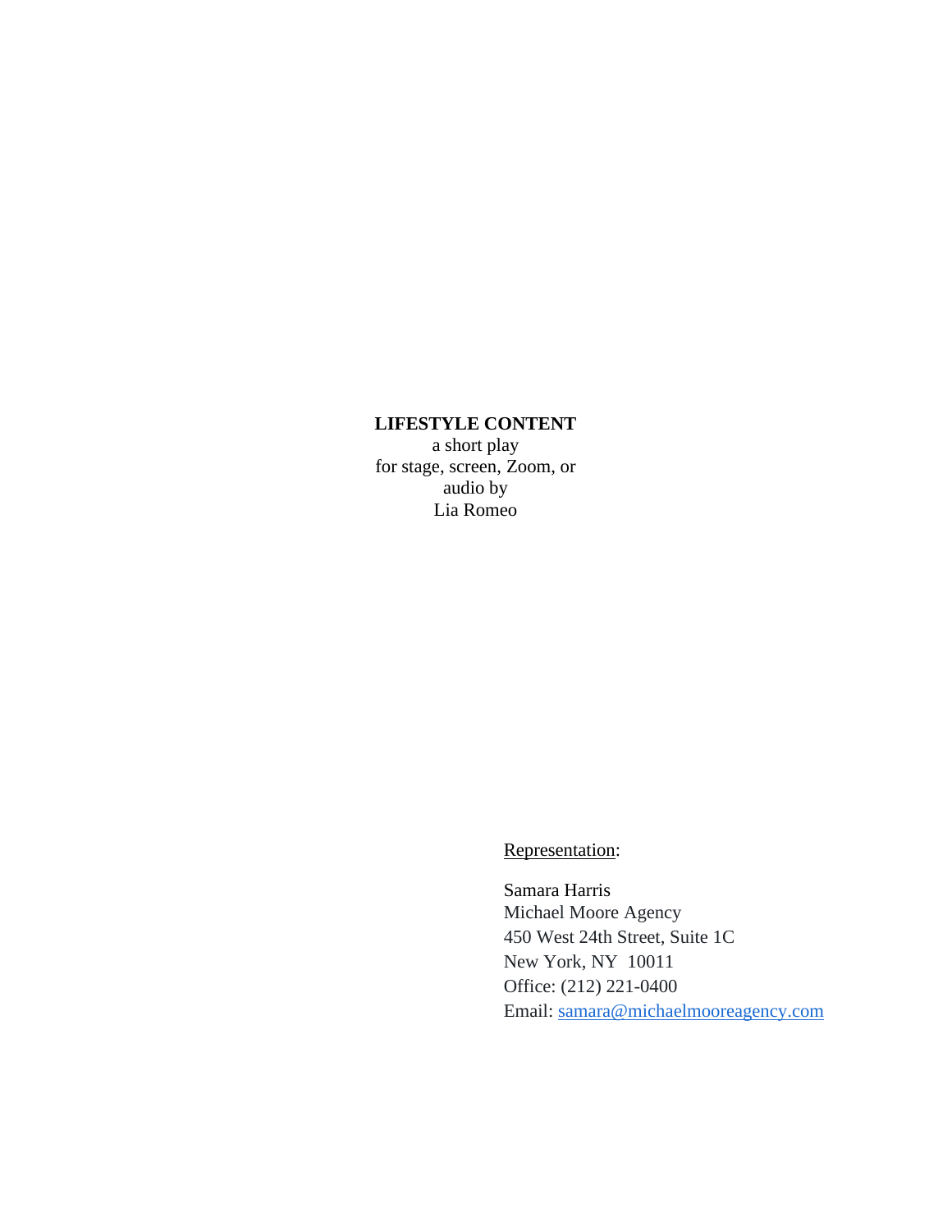**LIFESTYLE CONTENT**
a short play
for stage, screen, Zoom, or
audio by
Lia Romeo

Representation:

Samara Harris
Michael Moore Agency
450 West 24th Street, Suite 1C
New York, NY  10011
Office: (212) 221-0400
Email: samara@michaelmooreagency.com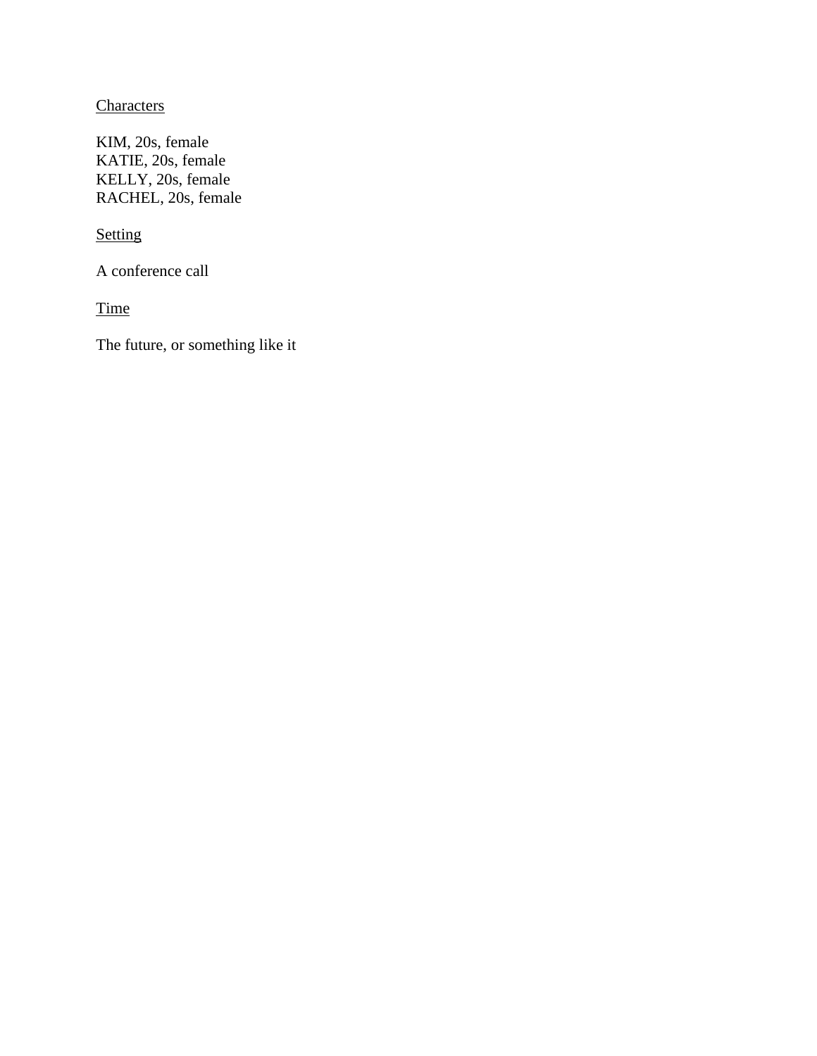Characters

KIM, 20s, female
KATIE, 20s, female
KELLY, 20s, female
RACHEL, 20s, female

Setting

A conference call

Time

The future, or something like it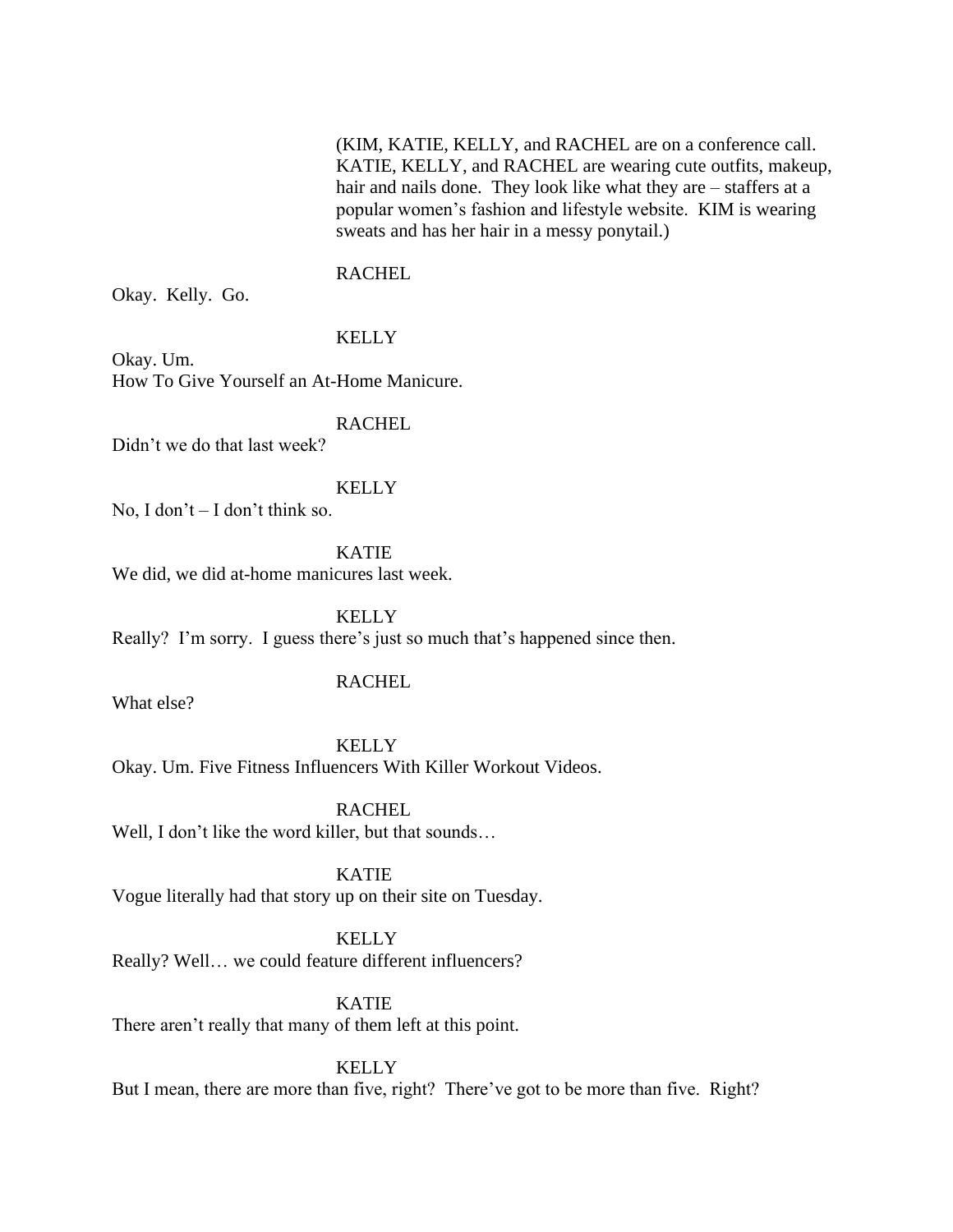(KIM, KATIE, KELLY, and RACHEL are on a conference call. KATIE, KELLY, and RACHEL are wearing cute outfits, makeup, hair and nails done. They look like what they are – staffers at a popular women's fashion and lifestyle website. KIM is wearing sweats and has her hair in a messy ponytail.)

RACHEL

Okay. Kelly. Go.

KELLY

Okay. Um.
How To Give Yourself an At-Home Manicure.

RACHEL

Didn't we do that last week?

KELLY

No, I don't – I don't think so.

KATIE

We did, we did at-home manicures last week.

KELLY

Really? I'm sorry. I guess there's just so much that's happened since then.

RACHEL

What else?

KELLY

Okay. Um. Five Fitness Influencers With Killer Workout Videos.

RACHEL

Well, I don't like the word killer, but that sounds…

KATIE

Vogue literally had that story up on their site on Tuesday.

KELLY

Really? Well… we could feature different influencers?

KATIE

There aren't really that many of them left at this point.

KELLY

But I mean, there are more than five, right? There've got to be more than five. Right?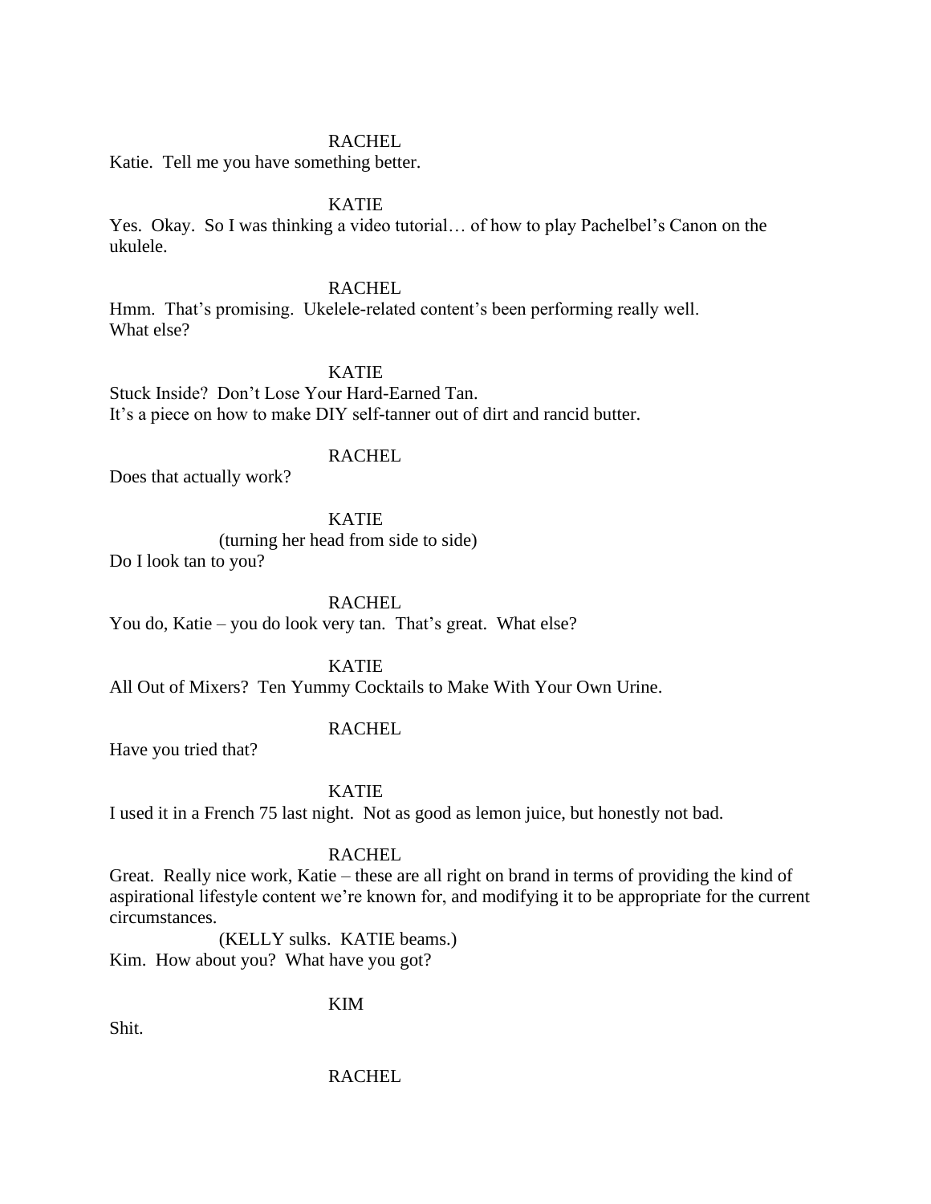RACHEL

Katie. Tell me you have something better.

KATIE

Yes. Okay. So I was thinking a video tutorial… of how to play Pachelbel's Canon on the ukulele.

RACHEL

Hmm. That's promising. Ukelele-related content's been performing really well.
What else?

KATIE

Stuck Inside? Don't Lose Your Hard-Earned Tan.
It's a piece on how to make DIY self-tanner out of dirt and rancid butter.

RACHEL

Does that actually work?

KATIE

(turning her head from side to side)

Do I look tan to you?

RACHEL

You do, Katie – you do look very tan. That's great. What else?

KATIE

All Out of Mixers? Ten Yummy Cocktails to Make With Your Own Urine.

RACHEL

Have you tried that?

KATIE

I used it in a French 75 last night. Not as good as lemon juice, but honestly not bad.

RACHEL

Great. Really nice work, Katie – these are all right on brand in terms of providing the kind of aspirational lifestyle content we're known for, and modifying it to be appropriate for the current circumstances.

(KELLY sulks. KATIE beams.)

Kim. How about you? What have you got?

KIM

Shit.

RACHEL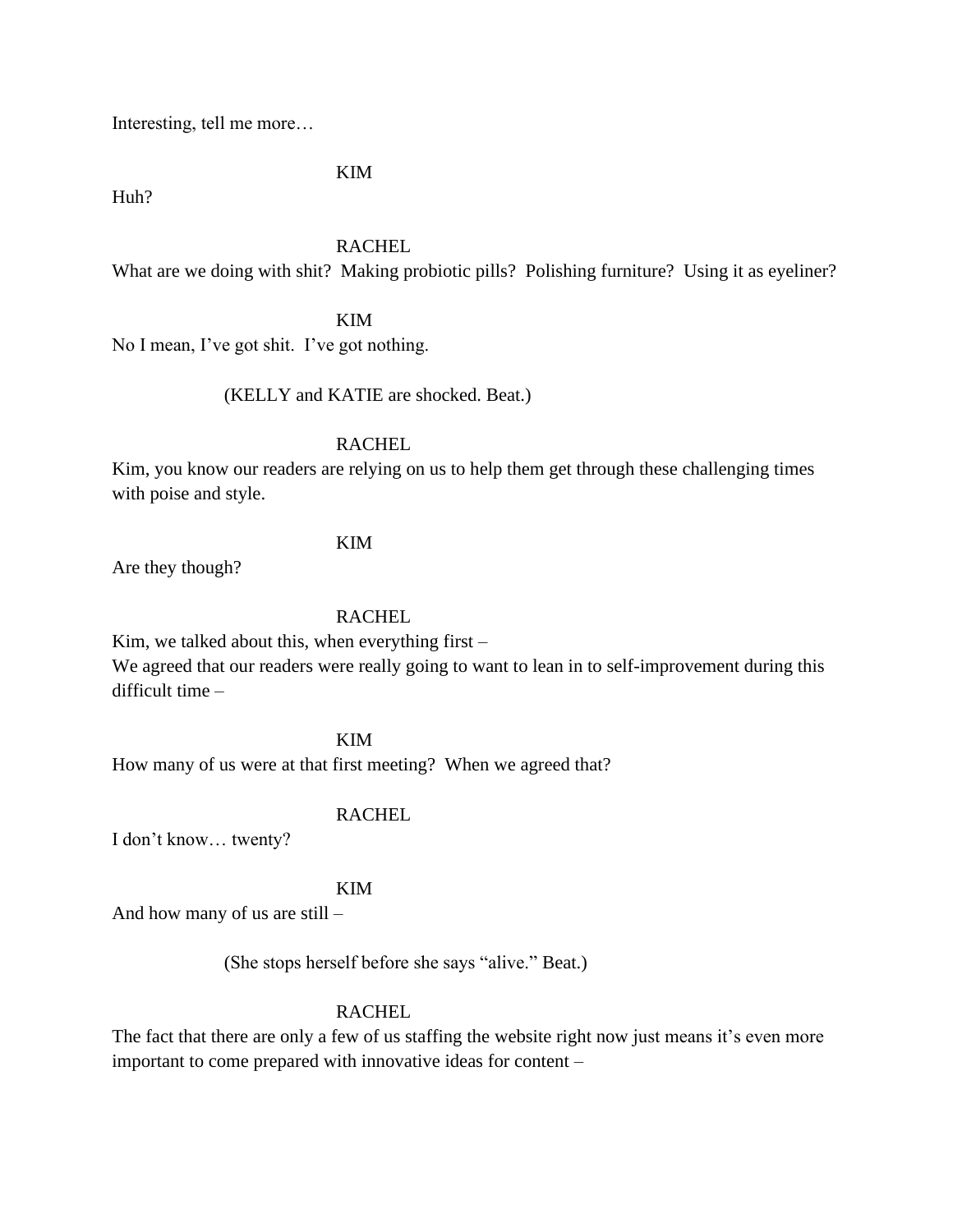Interesting, tell me more…

KIM

Huh?

RACHEL

What are we doing with shit? Making probiotic pills? Polishing furniture? Using it as eyeliner?

KIM

No I mean, I've got shit. I've got nothing.

(KELLY and KATIE are shocked. Beat.)

RACHEL

Kim, you know our readers are relying on us to help them get through these challenging times with poise and style.

KIM

Are they though?

RACHEL

Kim, we talked about this, when everything first –
We agreed that our readers were really going to want to lean in to self-improvement during this difficult time –

KIM

How many of us were at that first meeting? When we agreed that?

RACHEL

I don't know… twenty?

KIM

And how many of us are still –

(She stops herself before she says "alive." Beat.)

RACHEL

The fact that there are only a few of us staffing the website right now just means it's even more important to come prepared with innovative ideas for content –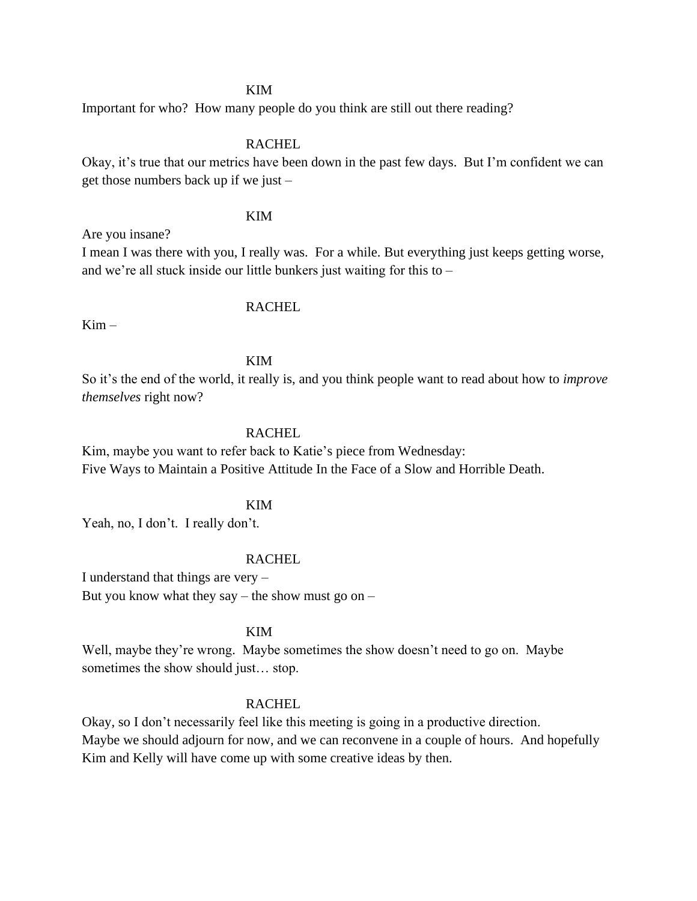KIM

Important for who? How many people do you think are still out there reading?

RACHEL

Okay, it's true that our metrics have been down in the past few days. But I'm confident we can get those numbers back up if we just –

KIM

Are you insane?
I mean I was there with you, I really was. For a while. But everything just keeps getting worse, and we're all stuck inside our little bunkers just waiting for this to –

RACHEL

Kim –

KIM

So it's the end of the world, it really is, and you think people want to read about how to *improve themselves* right now?

RACHEL

Kim, maybe you want to refer back to Katie's piece from Wednesday:
Five Ways to Maintain a Positive Attitude In the Face of a Slow and Horrible Death.

KIM

Yeah, no, I don't. I really don't.

RACHEL

I understand that things are very –
But you know what they say – the show must go on –

KIM

Well, maybe they're wrong. Maybe sometimes the show doesn't need to go on. Maybe sometimes the show should just… stop.

RACHEL

Okay, so I don't necessarily feel like this meeting is going in a productive direction.
Maybe we should adjourn for now, and we can reconvene in a couple of hours. And hopefully Kim and Kelly will have come up with some creative ideas by then.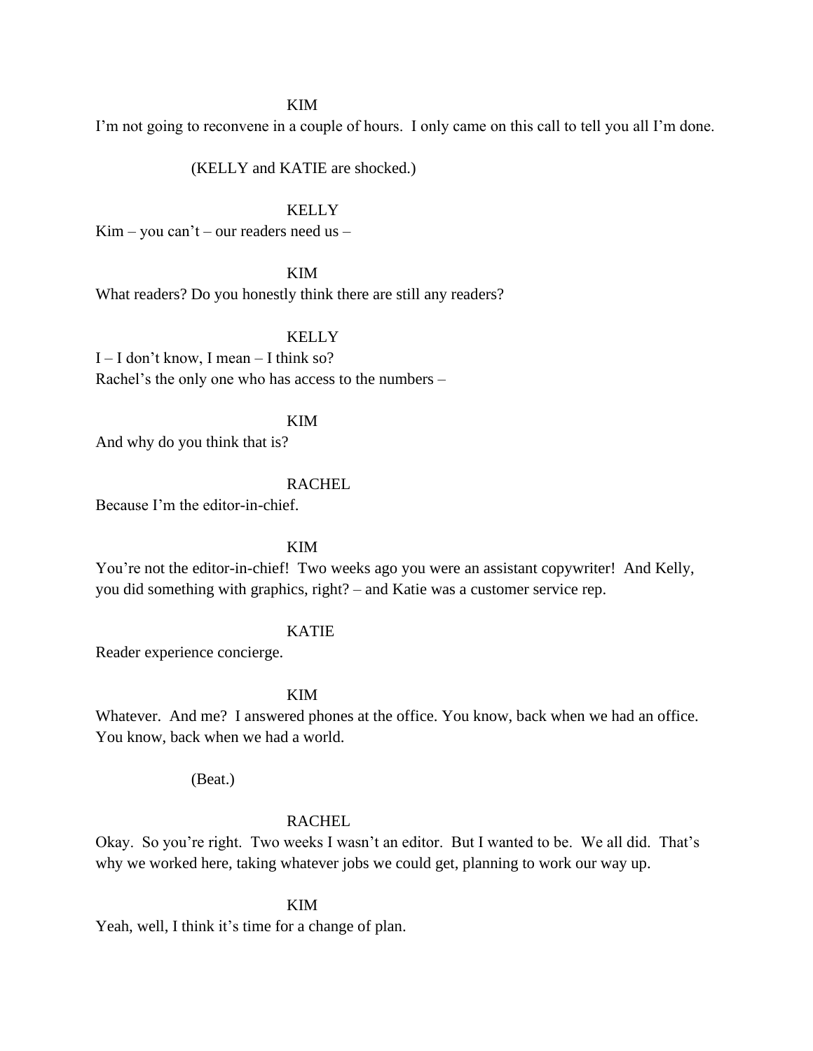KIM

I'm not going to reconvene in a couple of hours. I only came on this call to tell you all I'm done.

(KELLY and KATIE are shocked.)

KELLY

Kim – you can't – our readers need us –

KIM

What readers? Do you honestly think there are still any readers?

KELLY

I – I don't know, I mean – I think so?
Rachel's the only one who has access to the numbers –

KIM

And why do you think that is?

RACHEL

Because I'm the editor-in-chief.

KIM

You're not the editor-in-chief! Two weeks ago you were an assistant copywriter! And Kelly, you did something with graphics, right? – and Katie was a customer service rep.

KATIE

Reader experience concierge.

KIM

Whatever. And me? I answered phones at the office. You know, back when we had an office. You know, back when we had a world.

(Beat.)

RACHEL

Okay. So you're right. Two weeks I wasn't an editor. But I wanted to be. We all did. That's why we worked here, taking whatever jobs we could get, planning to work our way up.

KIM

Yeah, well, I think it's time for a change of plan.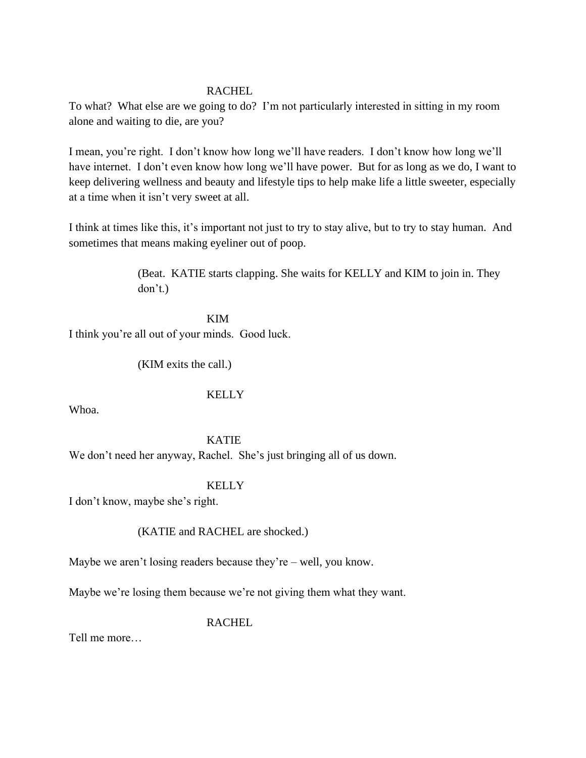RACHEL

To what?  What else are we going to do?  I'm not particularly interested in sitting in my room alone and waiting to die, are you?

I mean, you're right.  I don't know how long we'll have readers.  I don't know how long we'll have internet.  I don't even know how long we'll have power.  But for as long as we do, I want to keep delivering wellness and beauty and lifestyle tips to help make life a little sweeter, especially at a time when it isn't very sweet at all.

I think at times like this, it's important not just to try to stay alive, but to try to stay human.  And sometimes that means making eyeliner out of poop.

(Beat.  KATIE starts clapping. She waits for KELLY and KIM to join in. They don't.)

KIM

I think you're all out of your minds.  Good luck.

(KIM exits the call.)

KELLY

Whoa.

KATIE

We don't need her anyway, Rachel.  She's just bringing all of us down.

KELLY

I don't know, maybe she's right.

(KATIE and RACHEL are shocked.)

Maybe we aren't losing readers because they're – well, you know.

Maybe we're losing them because we're not giving them what they want.

RACHEL

Tell me more…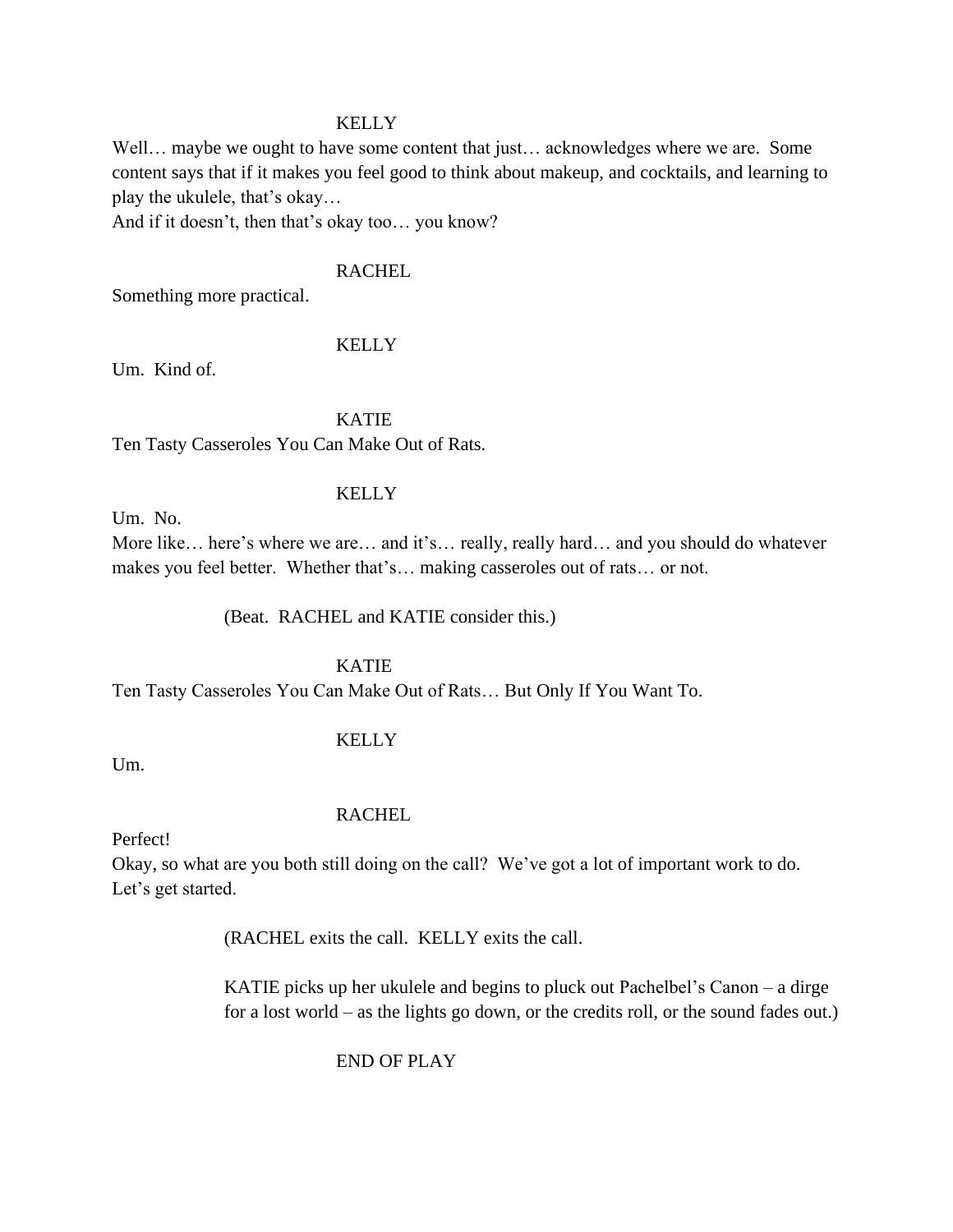KELLY

Well… maybe we ought to have some content that just… acknowledges where we are. Some content says that if it makes you feel good to think about makeup, and cocktails, and learning to play the ukulele, that's okay…
And if it doesn't, then that's okay too… you know?

RACHEL

Something more practical.

KELLY

Um. Kind of.

KATIE

Ten Tasty Casseroles You Can Make Out of Rats.

KELLY

Um. No.
More like… here's where we are… and it's… really, really hard… and you should do whatever makes you feel better. Whether that's… making casseroles out of rats… or not.

(Beat. RACHEL and KATIE consider this.)

KATIE

Ten Tasty Casseroles You Can Make Out of Rats… But Only If You Want To.

KELLY

Um.

RACHEL

Perfect!
Okay, so what are you both still doing on the call? We've got a lot of important work to do. Let's get started.

(RACHEL exits the call. KELLY exits the call.

KATIE picks up her ukulele and begins to pluck out Pachelbel's Canon – a dirge for a lost world – as the lights go down, or the credits roll, or the sound fades out.)

END OF PLAY